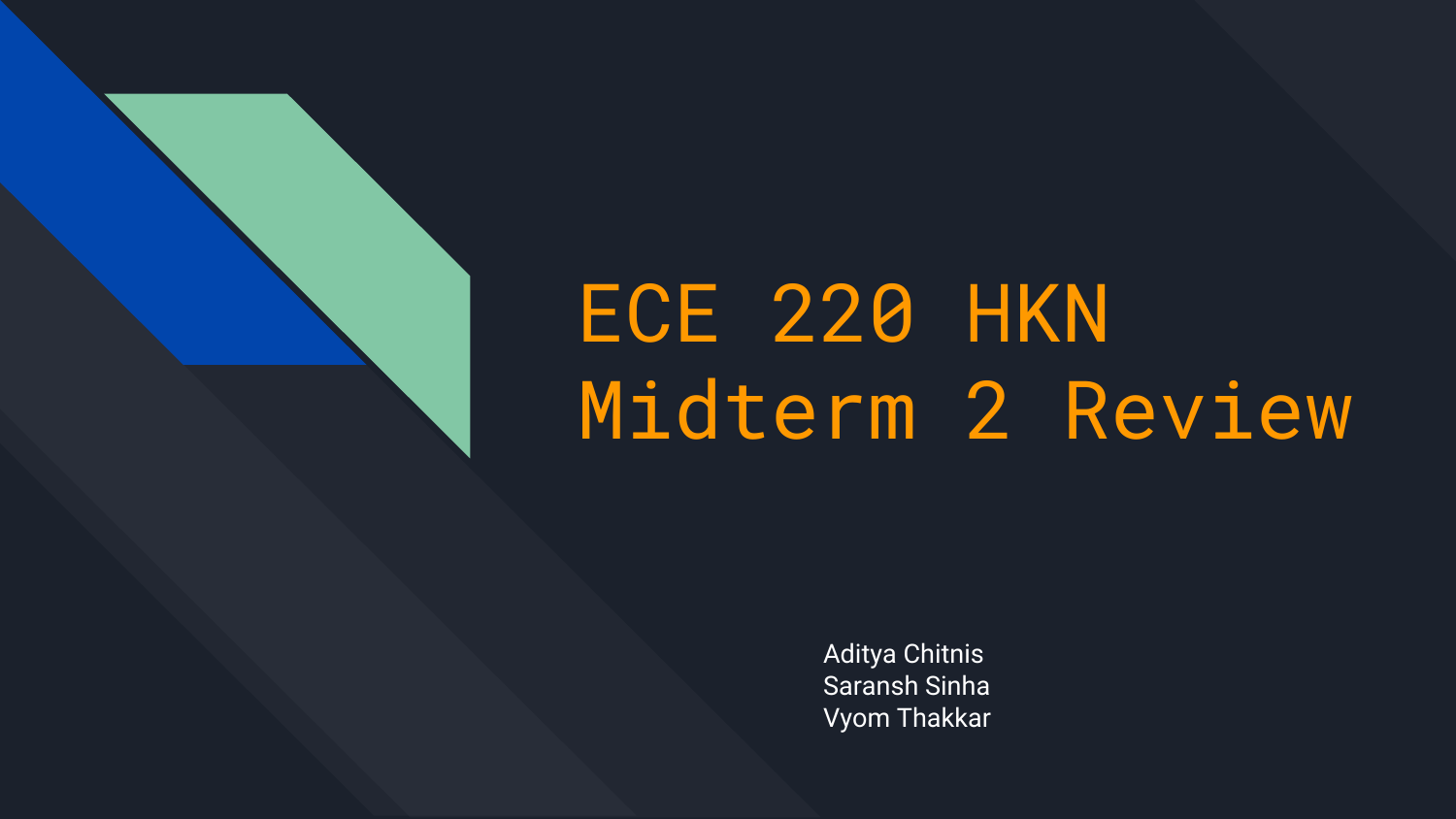# ECE 220 HKN Midterm 2 Review

Aditya Chitnis
Saransh Sinha
Vyom Thakkar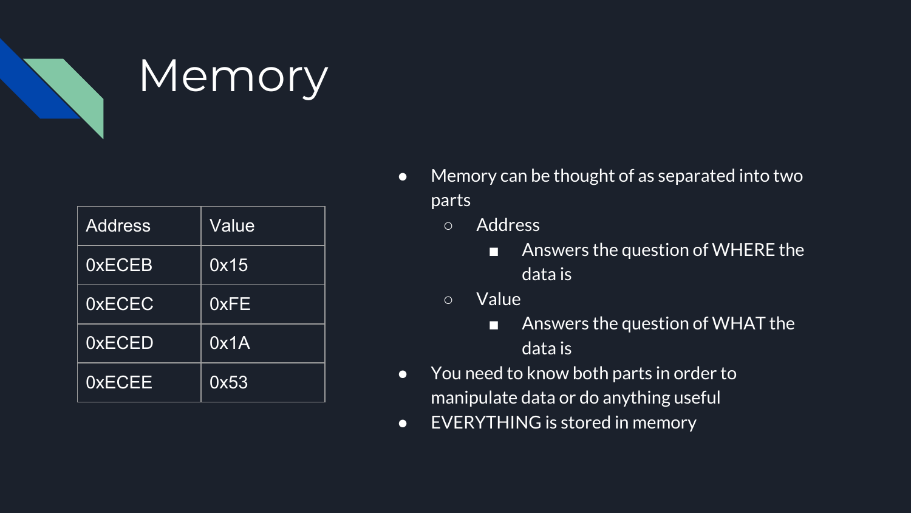# Memory

| Address | Value |
|---|---|
| 0xECEB | 0x15 |
| 0xECEC | 0xFE |
| 0xECED | 0x1A |
| 0xECEE | 0x53 |

- Memory can be thought of as separated into two parts
  - Address
    - Answers the question of WHERE the data is
  - Value
    - Answers the question of WHAT the data is
- You need to know both parts in order to manipulate data or do anything useful
- EVERYTHING is stored in memory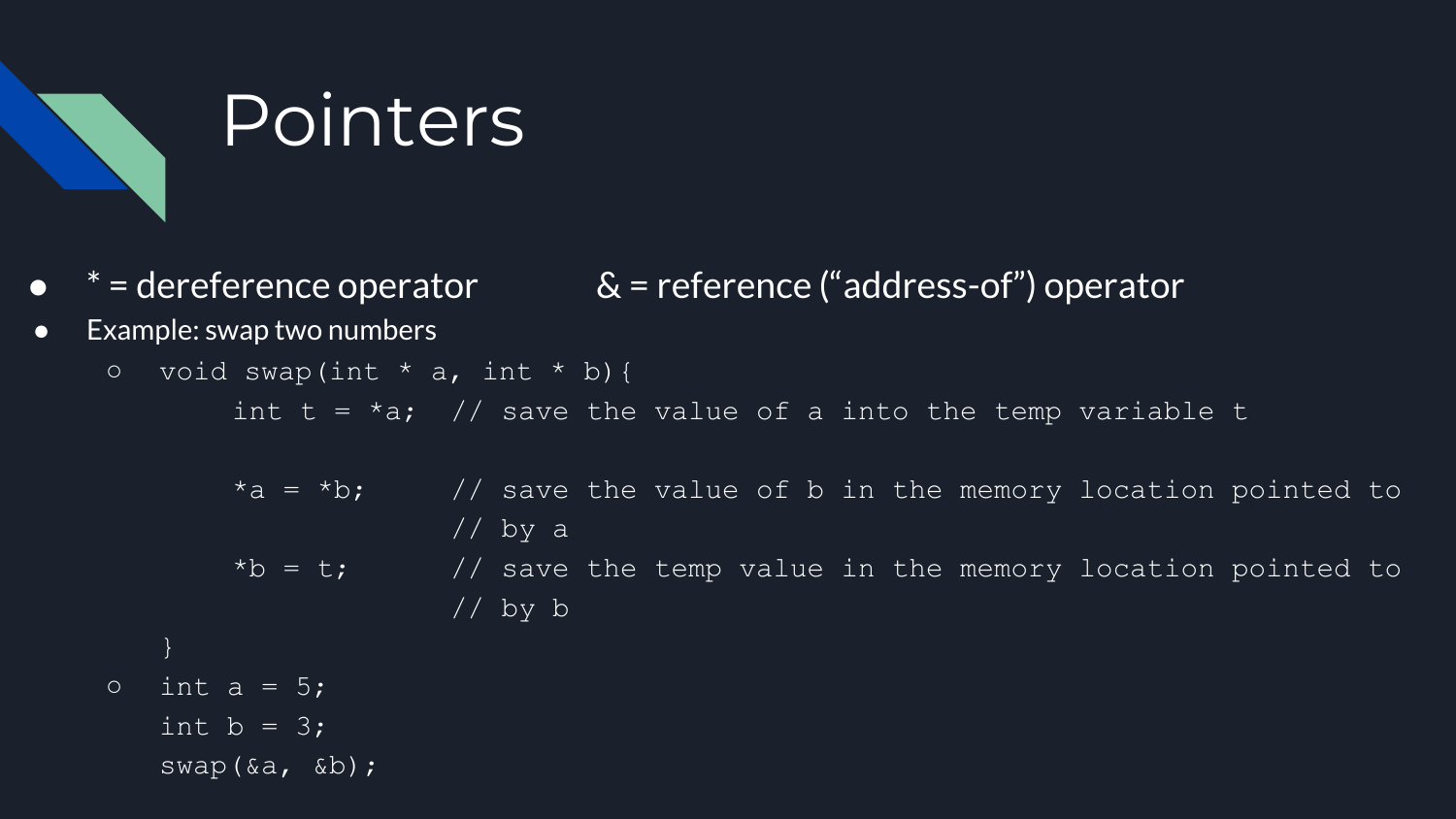# Pointers

- * = dereference operator &emsp;&emsp; & = reference ("address-of") operator
- Example: swap two numbers
  - ```
    void swap(int * a, int * b){
         int t = *a;  // save the value of a into the temp variable t

         *a = *b;     // save the value of b in the memory location pointed to
                      // by a
         *b = t;      // save the temp value in the memory location pointed to
                      // by b
    }
    ```
  - ```
    int a = 5;
    int b = 3;
    swap(&a, &b);
    ```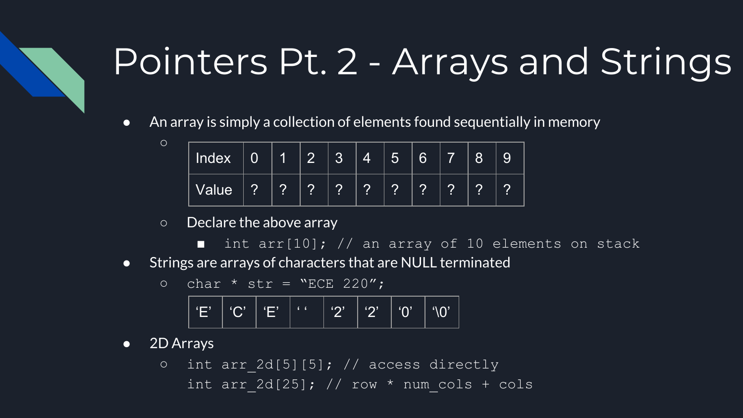# Pointers Pt. 2 - Arrays and Strings

- An array is simply a collection of elements found sequentially in memory
  - | Index | 0 | 1 | 2 | 3 | 4 | 5 | 6 | 7 | 8 | 9 |
    |---|---|---|---|---|---|---|---|---|---|---|
    | Value | ? | ? | ? | ? | ? | ? | ? | ? | ? | ? |
  - Declare the above array
    - `int arr[10]; // an array of 10 elements on stack`
- Strings are arrays of characters that are NULL terminated
  - `char * str = "ECE 220";`

    | 'E' | 'C' | 'E' | ' ' | '2' | '2' | '0' | '\0' |
    |---|---|---|---|---|---|---|---|

- 2D Arrays
  - ```
    int arr_2d[5][5]; // access directly
    int arr_2d[25]; // row * num_cols + cols
    ```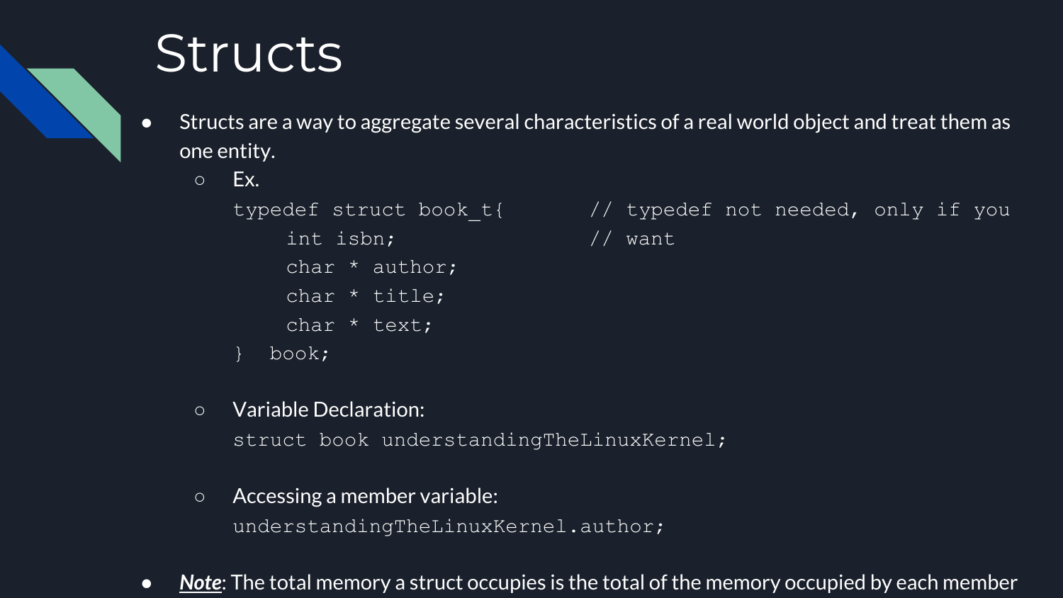# Structs

- Structs are a way to aggregate several characteristics of a real world object and treat them as one entity.
  - Ex.

    ```
    typedef struct book_t{       // typedef not needed, only if you
        int isbn;                // want
        char * author;
        char * title;
        char * text;
    }  book;
    ```

  - Variable Declaration:

    ```
    struct book understandingTheLinuxKernel;
    ```

  - Accessing a member variable:

    ```
    understandingTheLinuxKernel.author;
    ```

- ***Note***: The total memory a struct occupies is the total of the memory occupied by each member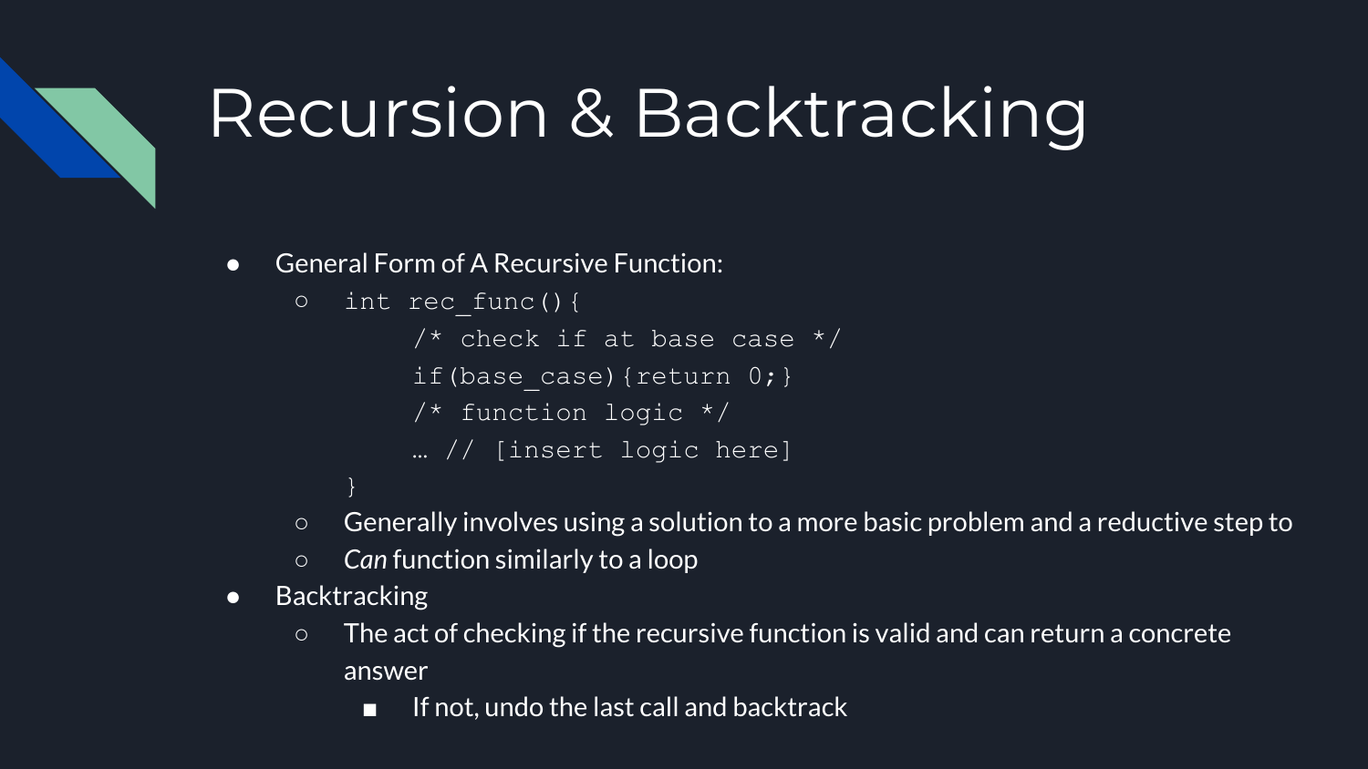# Recursion & Backtracking

- General Form of A Recursive Function:
  - ```
    int rec_func(){
        /* check if at base case */
        if(base_case){return 0;}
        /* function logic */
        … // [insert logic here]
    }
    ```
  - Generally involves using a solution to a more basic problem and a reductive step to
  - *Can* function similarly to a loop
- Backtracking
  - The act of checking if the recursive function is valid and can return a concrete answer
    - If not, undo the last call and backtrack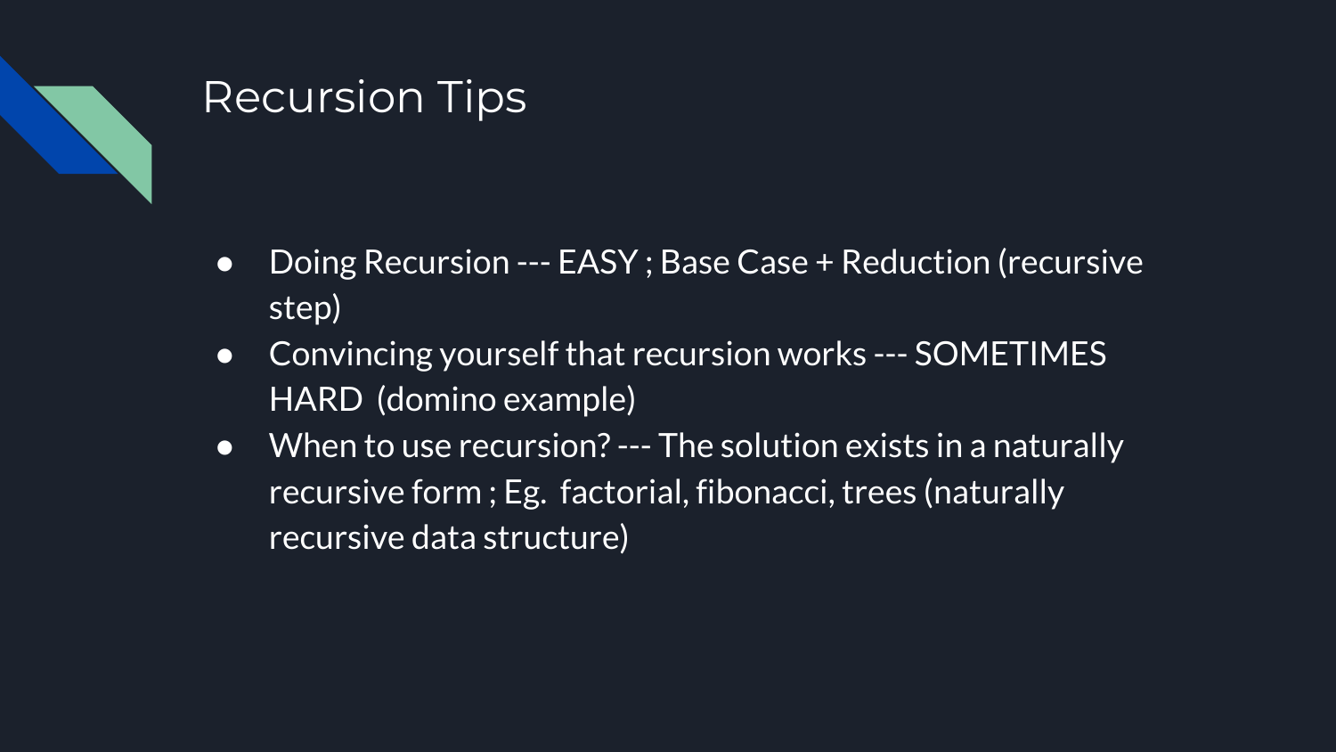# Recursion Tips

- Doing Recursion --- EASY ; Base Case + Reduction (recursive step)
- Convincing yourself that recursion works --- SOMETIMES HARD  (domino example)
- When to use recursion? --- The solution exists in a naturally recursive form ; Eg.  factorial, fibonacci, trees (naturally recursive data structure)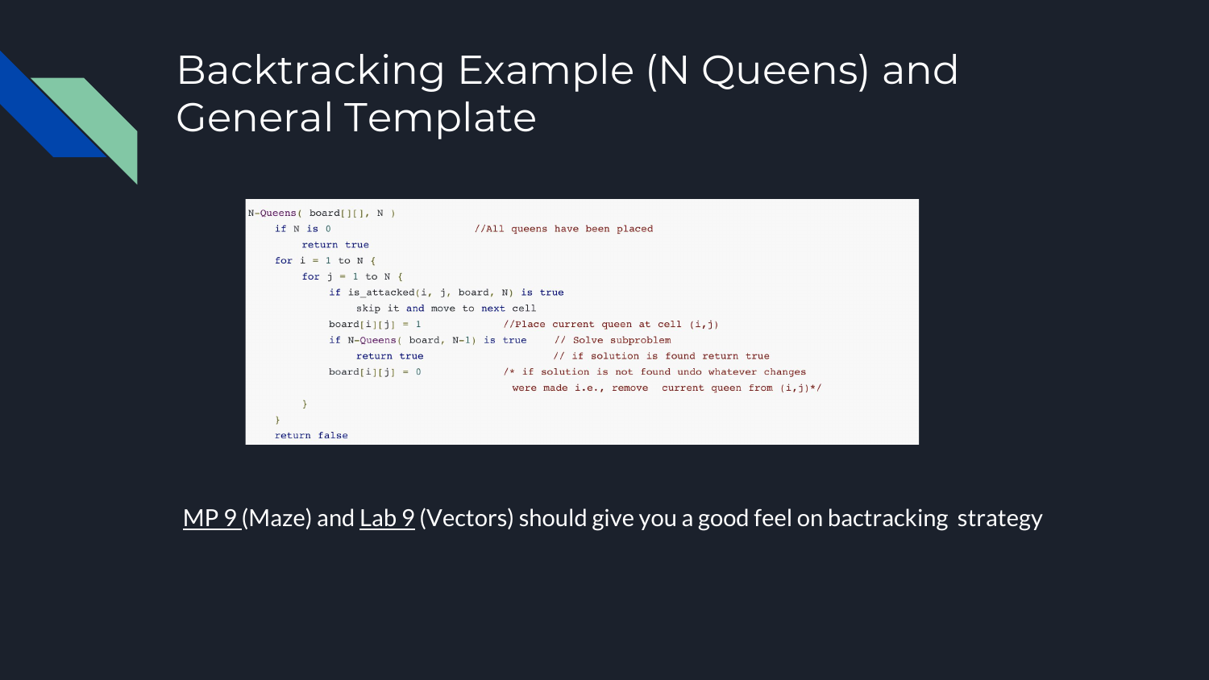# Backtracking Example (N Queens) and General Template

```
N-Queens( board[][], N )
    if N is 0                        //All queens have been placed
        return true
    for i = 1 to N {
        for j = 1 to N {
            if is_attacked(i, j, board, N) is true
                skip it and move to next cell
            board[i][j] = 1             //Place current queen at cell (i,j)
            if N-Queens( board, N-1) is true    // Solve subproblem
                return true                     // if solution is found return true
            board[i][j] = 0             /* if solution is not found undo whatever changes
                                           were made i.e., remove  current queen from (i,j)*/
        }
    }
    return false
```

MP 9 (Maze) and Lab 9 (Vectors) should give you a good feel on bactracking strategy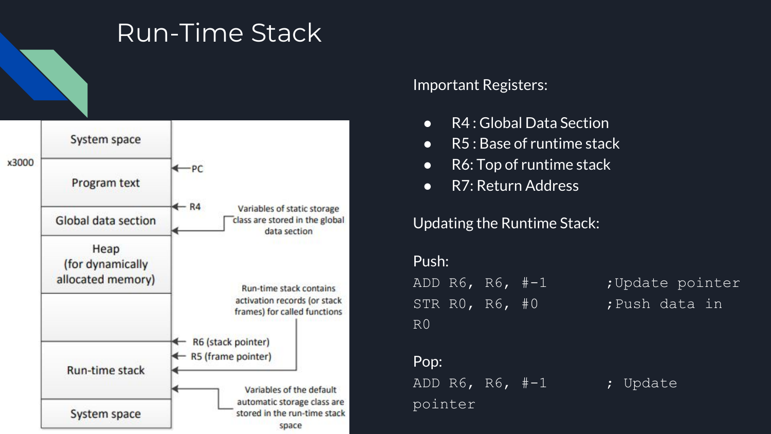# Run-Time Stack

| |
|---|
| System space |
| Program text |
| Global data section |
| Heap (for dynamically allocated memory) |
| |
| Run-time stack |
| System space |

x3000

PC

R4

Variables of static storage class are stored in the global data section

Run-time stack contains activation records (or stack frames) for called functions

R6 (stack pointer)

R5 (frame pointer)

Variables of the default automatic storage class are stored in the run-time stack space

Important Registers:

- R4 : Global Data Section
- R5 : Base of runtime stack
- R6: Top of runtime stack
- R7: Return Address

Updating the Runtime Stack:

Push:

```
ADD R6, R6, #-1        ;Update pointer
STR R0, R6, #0         ;Push data in R0
```

Pop:

```
ADD R6, R6, #-1        ; Update pointer
```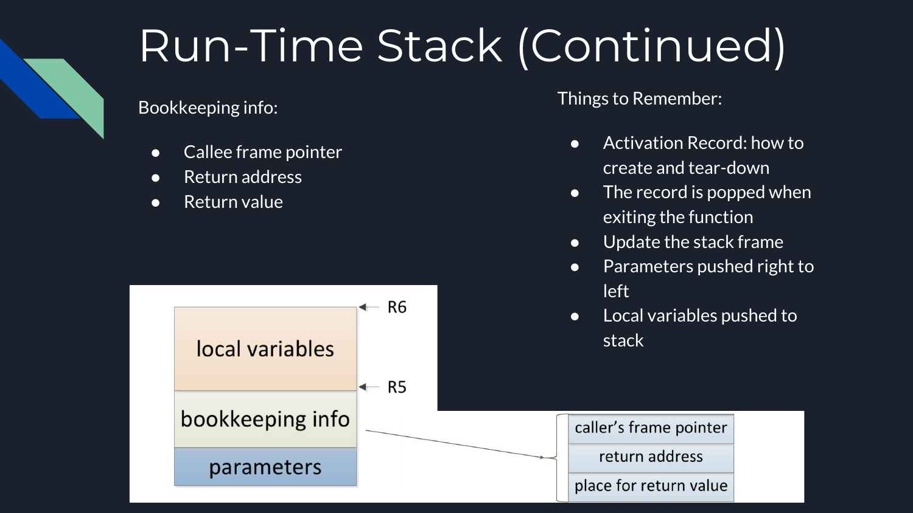# Run-Time Stack (Continued)

Bookkeeping info:

- Callee frame pointer
- Return address
- Return value

Things to Remember:

- Activation Record: how to create and tear-down
- The record is popped when exiting the function
- Update the stack frame
- Parameters pushed right to left
- Local variables pushed to stack

| | |
|---|---|
| local variables | ← R6 (top), ← R5 (bottom) |
| bookkeeping info | |
| parameters | |

Bookkeeping info consists of:

| |
|---|
| caller's frame pointer |
| return address |
| place for return value |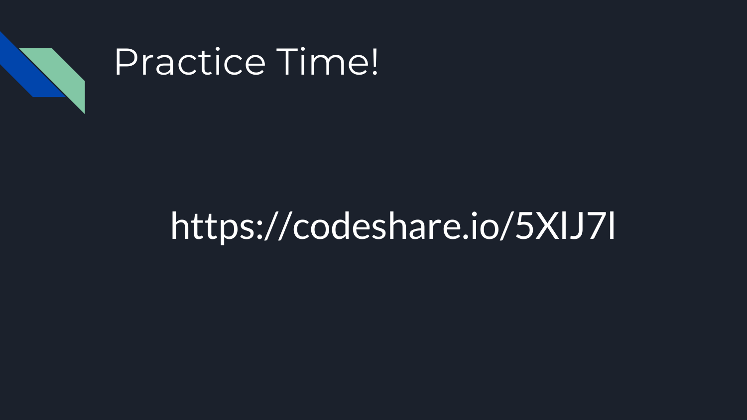# Practice Time!

https://codeshare.io/5XlJ7l